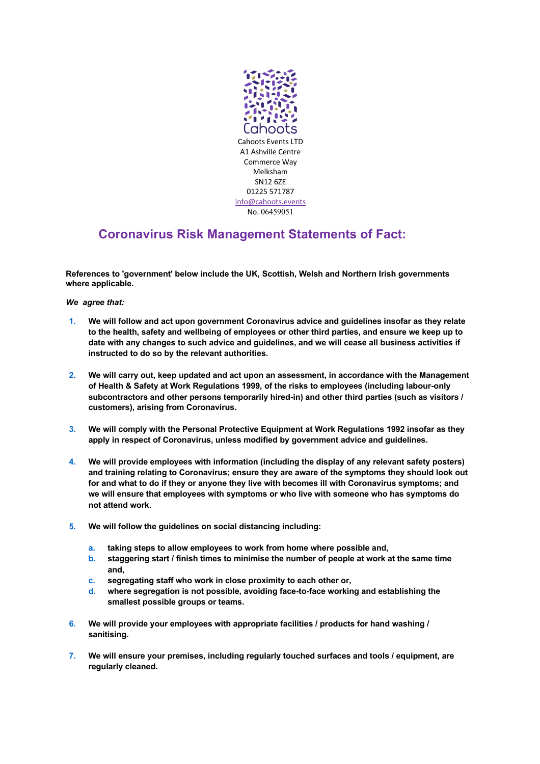Cahoots

Cahoots Events LTD
A1 Ashville Centre
Commerce Way
Melksham
SN12 6ZE
01225 571787
info@cahoots.events
No. 06459051

# Coronavirus Risk Management Statements of Fact:

**References to 'government' below include the UK, Scottish, Welsh and Northern Irish governments where applicable.**

***We agree that:***

1. **We will follow and act upon government Coronavirus advice and guidelines insofar as they relate to the health, safety and wellbeing of employees or other third parties, and ensure we keep up to date with any changes to such advice and guidelines, and we will cease all business activities if instructed to do so by the relevant authorities.**

2. **We will carry out, keep updated and act upon an assessment, in accordance with the Management of Health & Safety at Work Regulations 1999, of the risks to employees (including labour-only subcontractors and other persons temporarily hired-in) and other third parties (such as visitors / customers), arising from Coronavirus.**

3. **We will comply with the Personal Protective Equipment at Work Regulations 1992 insofar as they apply in respect of Coronavirus, unless modified by government advice and guidelines.**

4. **We will provide employees with information (including the display of any relevant safety posters) and training relating to Coronavirus; ensure they are aware of the symptoms they should look out for and what to do if they or anyone they live with becomes ill with Coronavirus symptoms; and we will ensure that employees with symptoms or who live with someone who has symptoms do not attend work.**

5. **We will follow the guidelines on social distancing including:**

    a. **taking steps to allow employees to work from home where possible and,**
    b. **staggering start / finish times to minimise the number of people at work at the same time and,**
    c. **segregating staff who work in close proximity to each other or,**
    d. **where segregation is not possible, avoiding face-to-face working and establishing the smallest possible groups or teams.**

6. **We will provide your employees with appropriate facilities / products for hand washing / sanitising.**

7. **We will ensure your premises, including regularly touched surfaces and tools / equipment, are regularly cleaned.**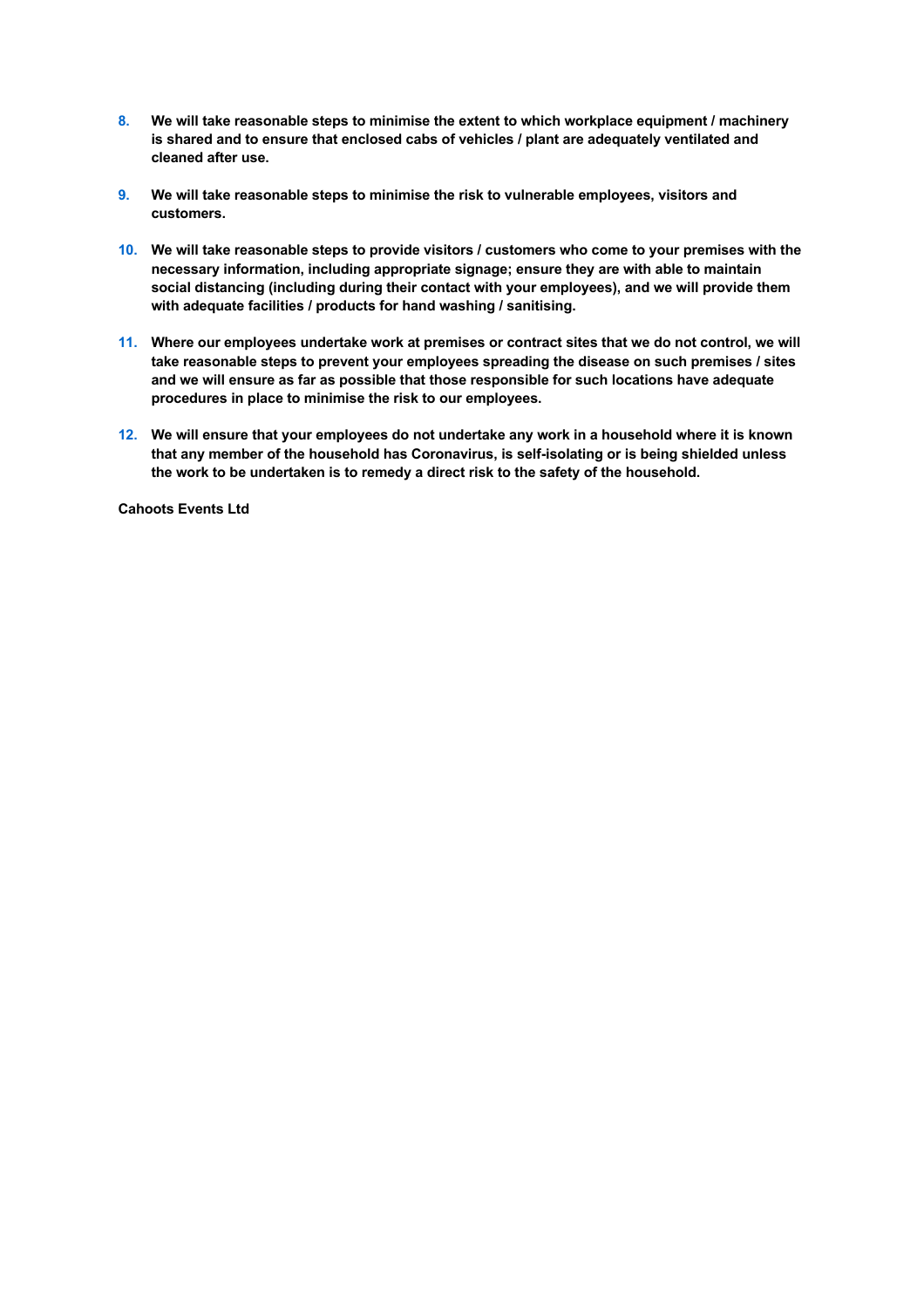8. **We will take reasonable steps to minimise the extent to which workplace equipment / machinery is shared and to ensure that enclosed cabs of vehicles / plant are adequately ventilated and cleaned after use.**

9. **We will take reasonable steps to minimise the risk to vulnerable employees, visitors and customers.**

10. **We will take reasonable steps to provide visitors / customers who come to your premises with the necessary information, including appropriate signage; ensure they are with able to maintain social distancing (including during their contact with your employees), and we will provide them with adequate facilities / products for hand washing / sanitising.**

11. **Where our employees undertake work at premises or contract sites that we do not control, we will take reasonable steps to prevent your employees spreading the disease on such premises / sites and we will ensure as far as possible that those responsible for such locations have adequate procedures in place to minimise the risk to our employees.**

12. **We will ensure that your employees do not undertake any work in a household where it is known that any member of the household has Coronavirus, is self-isolating or is being shielded unless the work to be undertaken is to remedy a direct risk to the safety of the household.**

**Cahoots Events Ltd**